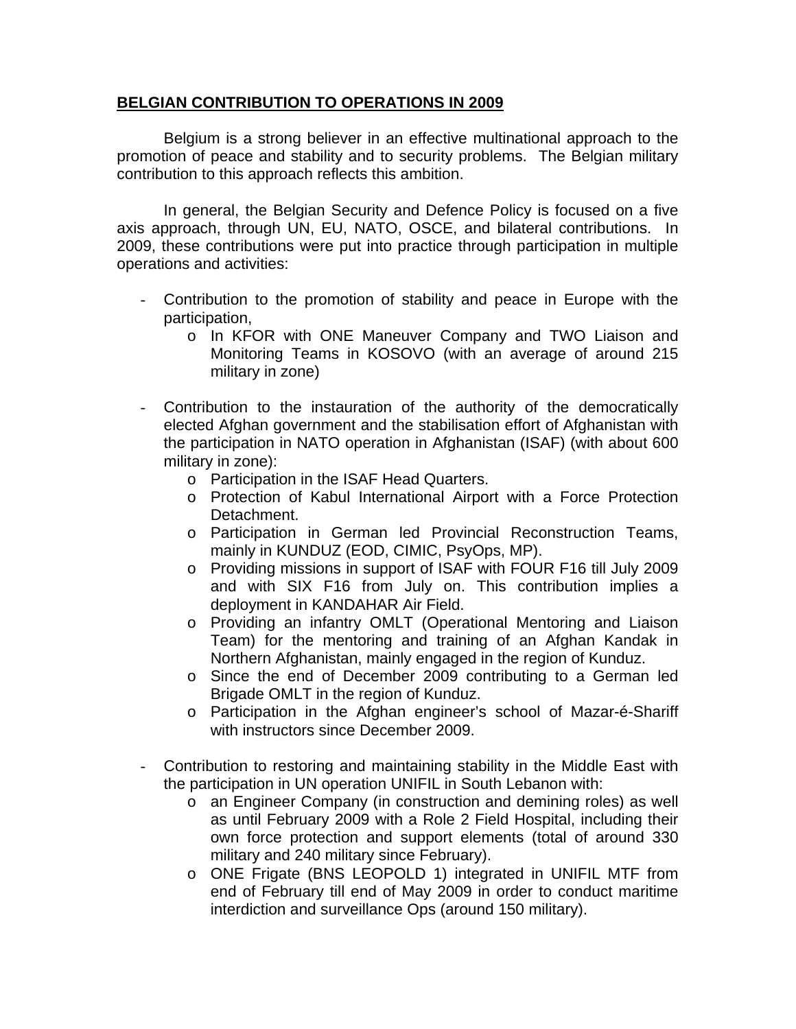**BELGIAN CONTRIBUTION TO OPERATIONS IN 2009**

Belgium is a strong believer in an effective multinational approach to the promotion of peace and stability and to security problems. The Belgian military contribution to this approach reflects this ambition.

In general, the Belgian Security and Defence Policy is focused on a five axis approach, through UN, EU, NATO, OSCE, and bilateral contributions. In 2009, these contributions were put into practice through participation in multiple operations and activities:

- Contribution to the promotion of stability and peace in Europe with the participation,
  - In KFOR with ONE Maneuver Company and TWO Liaison and Monitoring Teams in KOSOVO (with an average of around 215 military in zone)

- Contribution to the instauration of the authority of the democratically elected Afghan government and the stabilisation effort of Afghanistan with the participation in NATO operation in Afghanistan (ISAF) (with about 600 military in zone):
  - Participation in the ISAF Head Quarters.
  - Protection of Kabul International Airport with a Force Protection Detachment.
  - Participation in German led Provincial Reconstruction Teams, mainly in KUNDUZ (EOD, CIMIC, PsyOps, MP).
  - Providing missions in support of ISAF with FOUR F16 till July 2009 and with SIX F16 from July on. This contribution implies a deployment in KANDAHAR Air Field.
  - Providing an infantry OMLT (Operational Mentoring and Liaison Team) for the mentoring and training of an Afghan Kandak in Northern Afghanistan, mainly engaged in the region of Kunduz.
  - Since the end of December 2009 contributing to a German led Brigade OMLT in the region of Kunduz.
  - Participation in the Afghan engineer's school of Mazar-é-Shariff with instructors since December 2009.

- Contribution to restoring and maintaining stability in the Middle East with the participation in UN operation UNIFIL in South Lebanon with:
  - an Engineer Company (in construction and demining roles) as well as until February 2009 with a Role 2 Field Hospital, including their own force protection and support elements (total of around 330 military and 240 military since February).
  - ONE Frigate (BNS LEOPOLD 1) integrated in UNIFIL MTF from end of February till end of May 2009 in order to conduct maritime interdiction and surveillance Ops (around 150 military).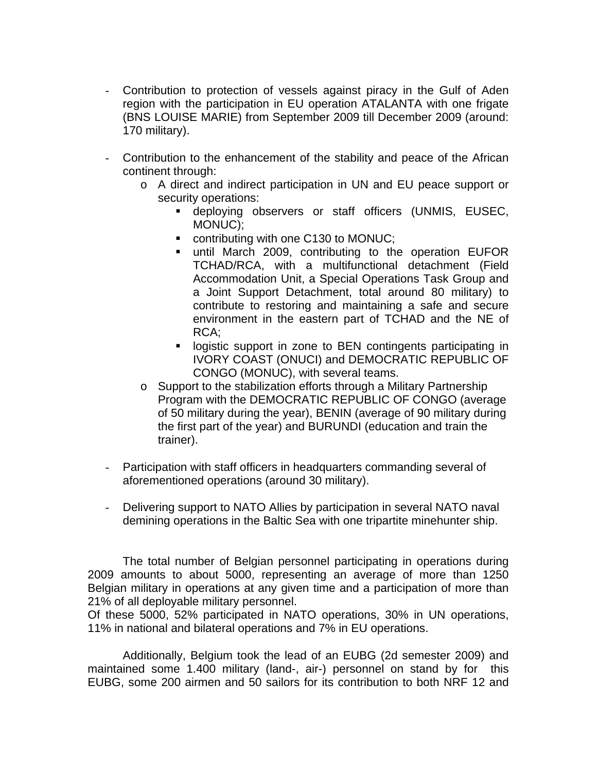- Contribution to protection of vessels against piracy in the Gulf of Aden region with the participation in EU operation ATALANTA with one frigate (BNS LOUISE MARIE) from September 2009 till December 2009 (around: 170 military).

- Contribution to the enhancement of the stability and peace of the African continent through:
    - A direct and indirect participation in UN and EU peace support or security operations:
        - deploying observers or staff officers (UNMIS, EUSEC, MONUC);
        - contributing with one C130 to MONUC;
        - until March 2009, contributing to the operation EUFOR TCHAD/RCA, with a multifunctional detachment (Field Accommodation Unit, a Special Operations Task Group and a Joint Support Detachment, total around 80 military) to contribute to restoring and maintaining a safe and secure environment in the eastern part of TCHAD and the NE of RCA;
        - logistic support in zone to BEN contingents participating in IVORY COAST (ONUCI) and DEMOCRATIC REPUBLIC OF CONGO (MONUC), with several teams.
    - Support to the stabilization efforts through a Military Partnership Program with the DEMOCRATIC REPUBLIC OF CONGO (average of 50 military during the year), BENIN (average of 90 military during the first part of the year) and BURUNDI (education and train the trainer).

- Participation with staff officers in headquarters commanding several of aforementioned operations (around 30 military).

- Delivering support to NATO Allies by participation in several NATO naval demining operations in the Baltic Sea with one tripartite minehunter ship.

The total number of Belgian personnel participating in operations during 2009 amounts to about 5000, representing an average of more than 1250 Belgian military in operations at any given time and a participation of more than 21% of all deployable military personnel.
Of these 5000, 52% participated in NATO operations, 30% in UN operations, 11% in national and bilateral operations and 7% in EU operations.

Additionally, Belgium took the lead of an EUBG (2d semester 2009) and maintained some 1.400 military (land-, air-) personnel on stand by for this EUBG, some 200 airmen and 50 sailors for its contribution to both NRF 12 and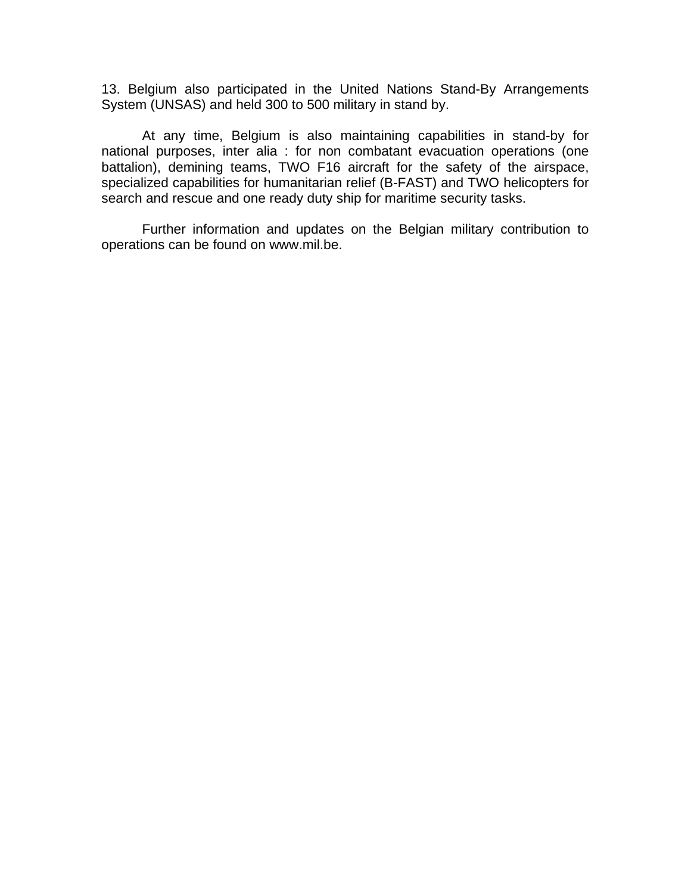13. Belgium also participated in the United Nations Stand-By Arrangements System (UNSAS) and held 300 to 500 military in stand by.

At any time, Belgium is also maintaining capabilities in stand-by for national purposes, inter alia : for non combatant evacuation operations (one battalion), demining teams, TWO F16 aircraft for the safety of the airspace, specialized capabilities for humanitarian relief (B-FAST) and TWO helicopters for search and rescue and one ready duty ship for maritime security tasks.

Further information and updates on the Belgian military contribution to operations can be found on www.mil.be.